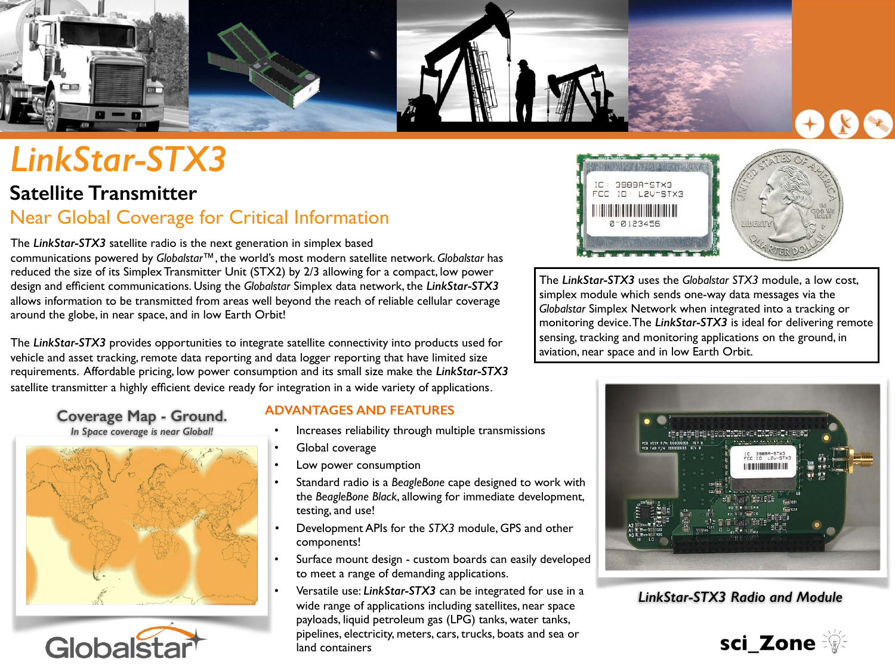# *LinkStar-STX3*

## Satellite Transmitter

## Near Global Coverage for Critical Information

The ***LinkStar-STX3*** satellite radio is the next generation in simplex based communications powered by *Globalstar*™, the world's most modern satellite network. *Globalstar* has reduced the size of its Simplex Transmitter Unit (STX2) by 2/3 allowing for a compact, low power design and efficient communications. Using the *Globalstar* Simplex data network, the ***LinkStar-STX3*** allows information to be transmitted from areas well beyond the reach of reliable cellular coverage around the globe, in near space, and in low Earth Orbit!

The ***LinkStar-STX3*** provides opportunities to integrate satellite connectivity into products used for vehicle and asset tracking, remote data reporting and data logger reporting that have limited size requirements. Affordable pricing, low power consumption and its small size make the ***LinkStar-STX3*** satellite transmitter a highly efficient device ready for integration in a wide variety of applications.

The ***LinkStar-STX3*** uses the *Globalstar STX3* module, a low cost, simplex module which sends one-way data messages via the *Globalstar* Simplex Network when integrated into a tracking or monitoring device. The ***LinkStar-STX3*** is ideal for delivering remote sensing, tracking and monitoring applications on the ground, in aviation, near space and in low Earth Orbit.

### Coverage Map - Ground.

*In Space coverage is near Global!*

### ADVANTAGES AND FEATURES

- Increases reliability through multiple transmissions
- Global coverage
- Low power consumption
- Standard radio is a *BeagleBone* cape designed to work with the *BeagleBone Black*, allowing for immediate development, testing, and use!
- Development APIs for the *STX3* module, GPS and other components!
- Surface mount design - custom boards can easily developed to meet a range of demanding applications.
- Versatile use: ***LinkStar-STX3*** can be integrated for use in a wide range of applications including satellites, near space payloads, liquid petroleum gas (LPG) tanks, water tanks, pipelines, electricity, meters, cars, trucks, boats and sea or land containers

***LinkStar-STX3 Radio and Module***

Globalstar

sci_Zone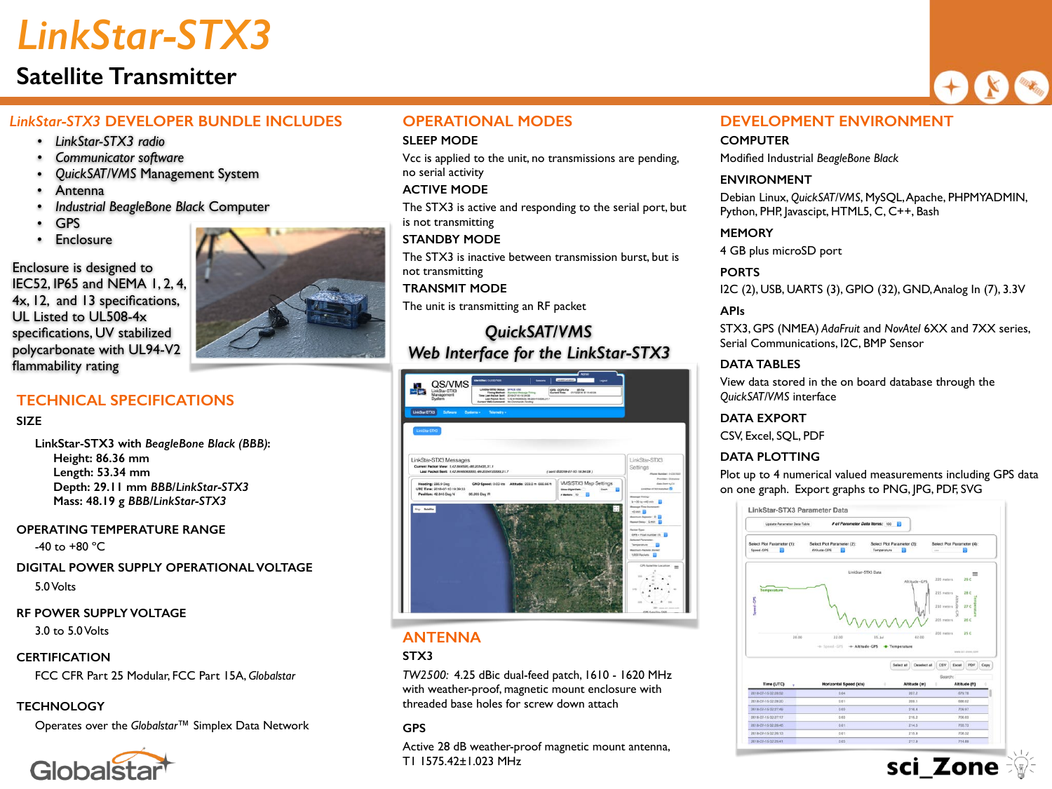# LinkStar-STX3

## Satellite Transmitter

## *LinkStar-STX3* DEVELOPER BUNDLE INCLUDES

- *LinkStar-STX3 radio*
- *Communicator software*
- *QuickSAT/VMS* Management System
- Antenna
- *Industrial BeagleBone Black* Computer
- GPS
- Enclosure

Enclosure is designed to IEC52, IP65 and NEMA 1, 2, 4, 4x, 12, and 13 specifications, UL Listed to UL508-4x specifications, UV stabilized polycarbonate with UL94-V2 flammability rating

## TECHNICAL SPECIFICATIONS

### SIZE

LinkStar-STX3 with *BeagleBone Black (BBB)*:

Height: 86.36 mm
Length: 53.34 mm
Depth: 29.11 mm *BBB/LinkStar-STX3*
Mass: 48.19 g *BBB/LinkStar-STX3*

### OPERATING TEMPERATURE RANGE

-40 to +80 °C

### DIGITAL POWER SUPPLY OPERATIONAL VOLTAGE

5.0 Volts

### RF POWER SUPPLY VOLTAGE

3.0 to 5.0 Volts

### CERTIFICATION

FCC CFR Part 25 Modular, FCC Part 15A, *Globalstar*

### TECHNOLOGY

Operates over the *Globalstar*™ Simplex Data Network

## OPERATIONAL MODES

### SLEEP MODE

Vcc is applied to the unit, no transmissions are pending, no serial activity

### ACTIVE MODE

The STX3 is active and responding to the serial port, but is not transmitting

### STANDBY MODE

The STX3 is inactive between transmission burst, but is not transmitting

### TRANSMIT MODE

The unit is transmitting an RF packet

### *QuickSAT/VMS*
### *Web Interface for the LinkStar-STX3*

## ANTENNA

### STX3

*TW2500:* 4.25 dBic dual-feed patch, 1610 - 1620 MHz with weather-proof, magnetic mount enclosure with threaded base holes for screw down attach

### GPS

Active 28 dB weather-proof magnetic mount antenna, T1 1575.42±1.023 MHz

## DEVELOPMENT ENVIRONMENT

### COMPUTER

Modified Industrial *BeagleBone Black*

### ENVIRONMENT

Debian Linux, *QuickSAT/VMS*, MySQL, Apache, PHPMYADMIN, Python, PHP, Javascipt, HTML5, C, C++, Bash

### MEMORY

4 GB plus microSD port

### PORTS

I2C (2), USB, UARTS (3), GPIO (32), GND, Analog In (7), 3.3V

### APIs

STX3, GPS (NMEA) *AdaFruit* and *NovAtel* 6XX and 7XX series, Serial Communications, I2C, BMP Sensor

### DATA TABLES

View data stored in the on board database through the *QuickSAT/VMS* interface

### DATA EXPORT

CSV, Excel, SQL, PDF

### DATA PLOTTING

Plot up to 4 numerical valued measurements including GPS data on one graph. Export graphs to PNG, JPG, PDF, SVG

Globalstar

sci_Zone